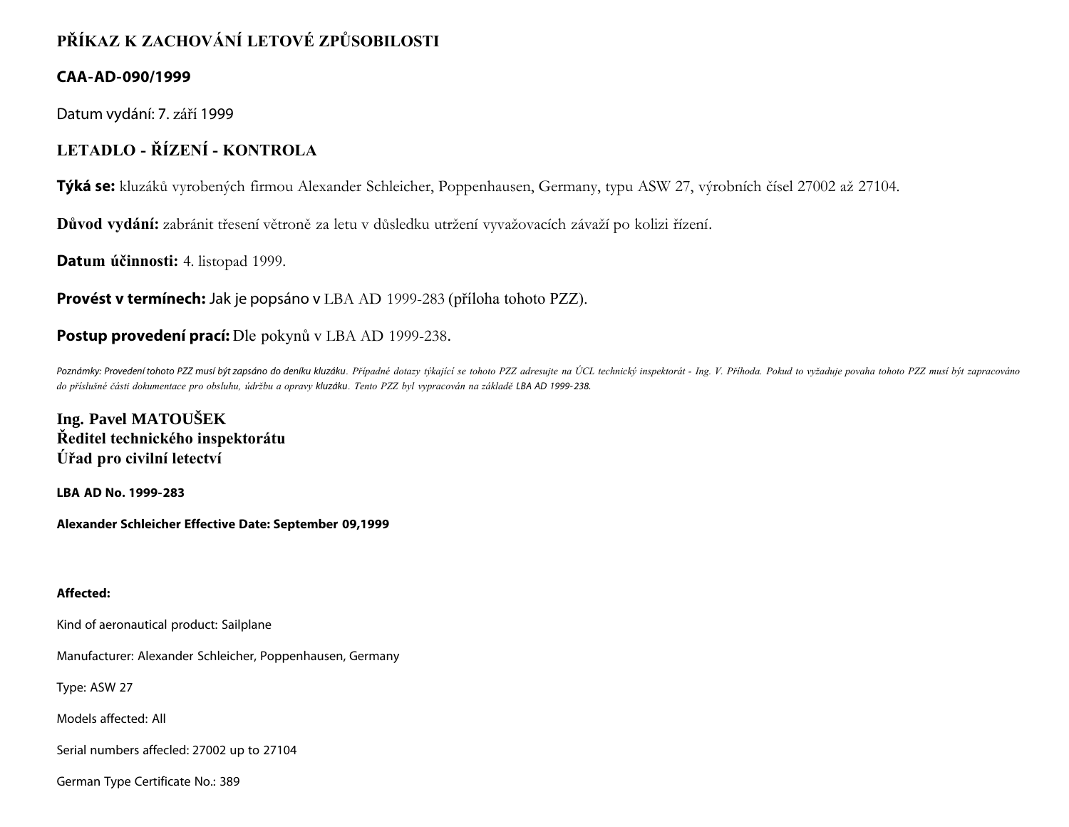## PŘÍKAZ K ZACHOVÁNÍ LETOVÉ ZPŮSOBILOSTI

### CAA-AD-090/1999

Datum vydání: 7. září 1999

## LETADLO - ŘÍZENÍ - KONTROLA

**Týká se:** kluzáků vyrobených firmou Alexander Schleicher, Poppenhausen, Germany, typu ASW 27, výrobních čísel 27002 až 27104.

**Důvod vydání:** zabránit třesení větroně za letu v důsledku utržení vyvažovacích závaží po kolizi řízení.

**Datum účinnosti:** 4. listopad 1999.

**Provést v termínech:** Jak je popsáno v LBA AD 1999-283 (příloha tohoto PZZ).

**Postup provedení prací:** Dle pokynů v LBA AD 1999-238.

*Poznámky: Provedení tohoto PZZ musí být zapsáno do deníku kluzáku. Případné dotazy týkající se tohoto PZZ adresujte na ÚCL technický inspektorát - Ing. V. Příhoda. Pokud to vyžaduje povaha tohoto PZZ musí být zapracováno do příslušné části dokumentace pro obsluhu, údržbu a opravy kluzáku. Tento PZZ byl vypracován na základě LBA AD 1999-238.*

**Ing. Pavel MATOUŠEK**
**Ředitel technického inspektorátu**
**Úřad pro civilní letectví**

**LBA AD No. 1999-283**

**Alexander Schleicher Effective Date: September 09,1999**

**Affected:**

Kind of aeronautical product: Sailplane

Manufacturer: Alexander Schleicher, Poppenhausen, Germany

Type: ASW 27

Models affected: All

Serial numbers affecled: 27002 up to 27104

German Type Certificate No.: 389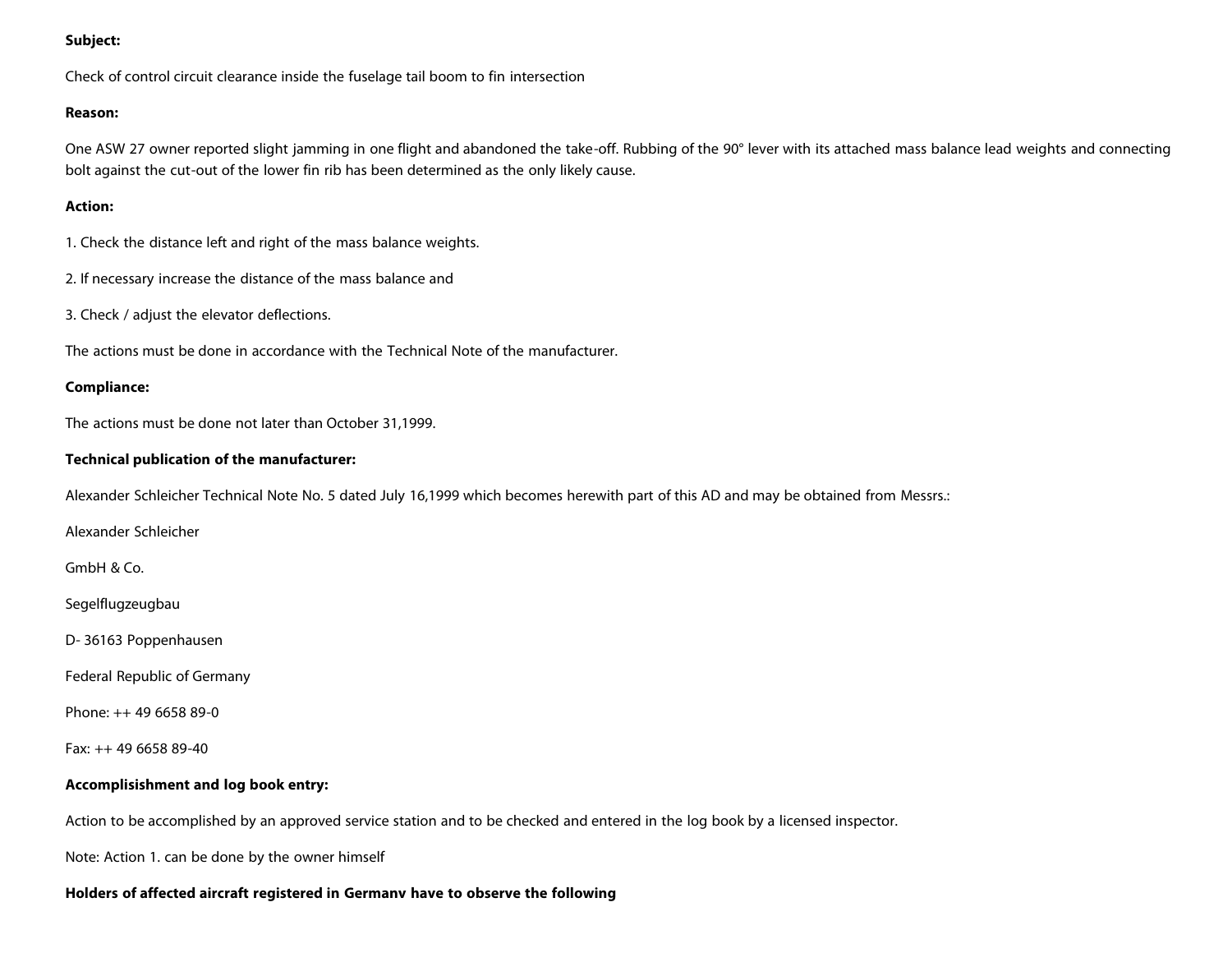**Subject:**

Check of control circuit clearance inside the fuselage tail boom to fin intersection

**Reason:**

One ASW 27 owner reported slight jamming in one flight and abandoned the take-off. Rubbing of the 90° lever with its attached mass balance lead weights and connecting bolt against the cut-out of the lower fin rib has been determined as the only likely cause.

**Action:**

1. Check the distance left and right of the mass balance weights.

2. If necessary increase the distance of the mass balance and

3. Check / adjust the elevator deflections.

The actions must be done in accordance with the Technical Note of the manufacturer.

**Compliance:**

The actions must be done not later than October 31,1999.

**Technical publication of the manufacturer:**

Alexander Schleicher Technical Note No. 5 dated July 16,1999 which becomes herewith part of this AD and may be obtained from Messrs.:

Alexander Schleicher

GmbH & Co.

Segelflugzeugbau

D- 36163 Poppenhausen

Federal Republic of Germany

Phone: ++ 49 6658 89-0

Fax: ++ 49 6658 89-40

**Accomplisishment and log book entry:**

Action to be accomplished by an approved service station and to be checked and entered in the log book by a licensed inspector.

Note: Action 1. can be done by the owner himself

**Holders of affected aircraft registered in Germanv have to observe the following**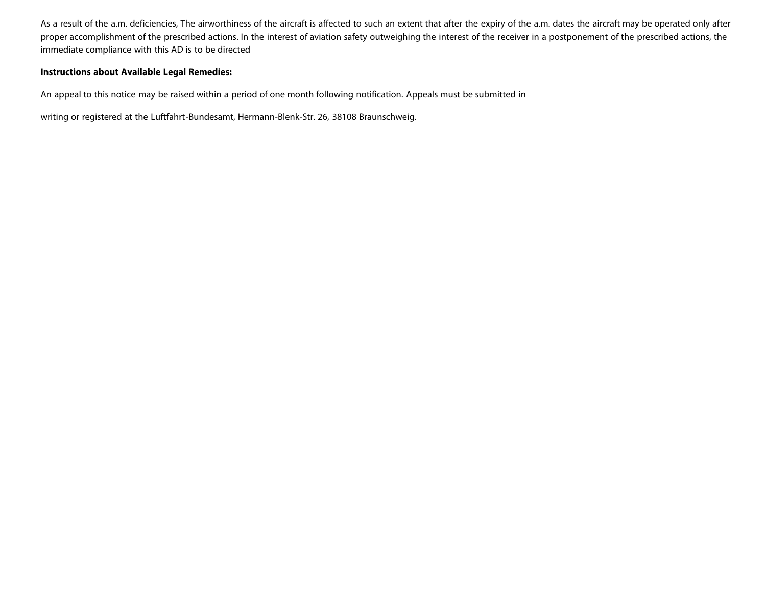As a result of the a.m. deficiencies, The airworthiness of the aircraft is affected to such an extent that after the expiry of the a.m. dates the aircraft may be operated only after proper accomplishment of the prescribed actions. In the interest of aviation safety outweighing the interest of the receiver in a postponement of the prescribed actions, the immediate compliance with this AD is to be directed

**Instructions about Available Legal Remedies:**

An appeal to this notice may be raised within a period of one month following notification. Appeals must be submitted in

writing or registered at the Luftfahrt-Bundesamt, Hermann-Blenk-Str. 26, 38108 Braunschweig.